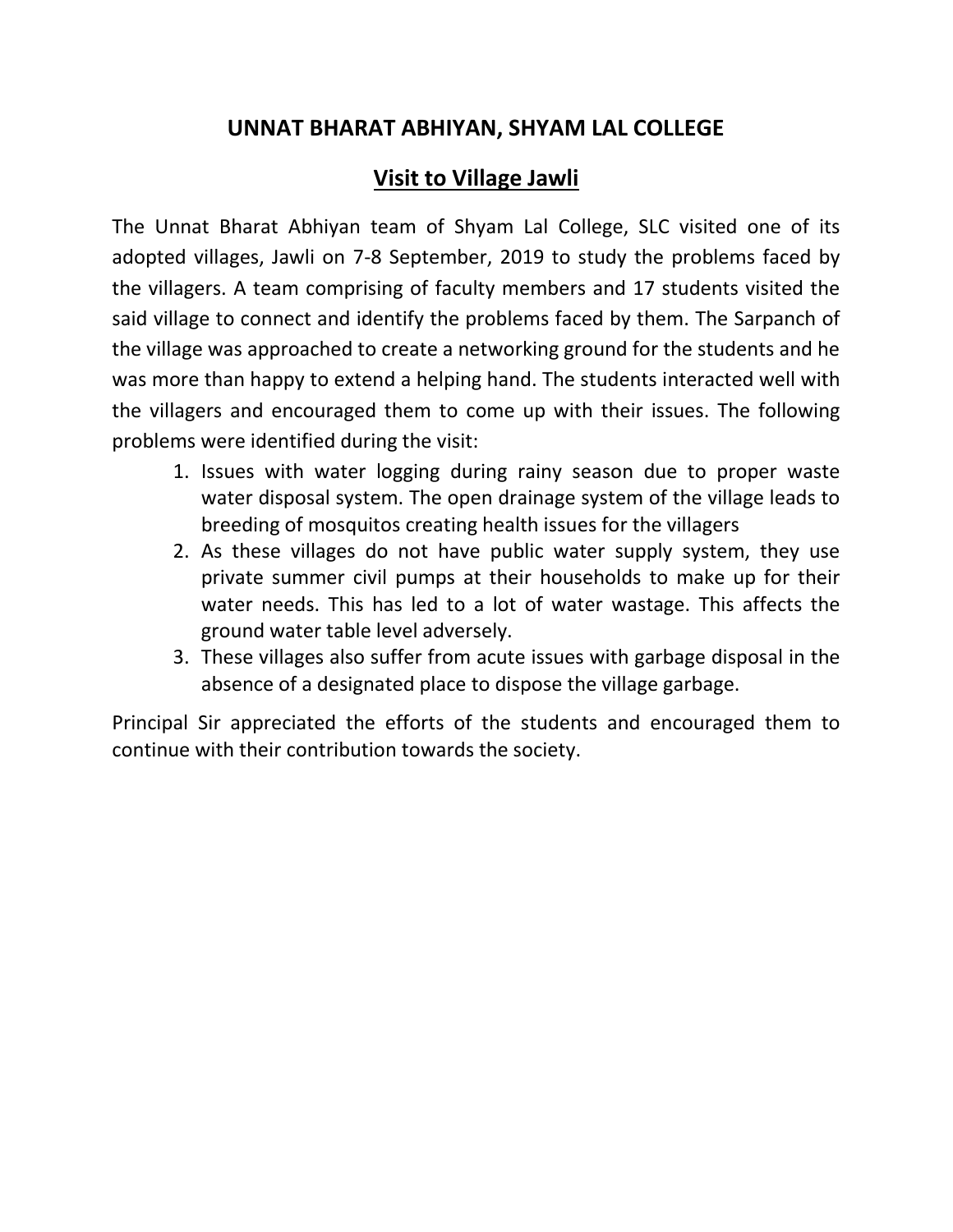# UNNAT BHARAT ABHIYAN, SHYAM LAL COLLEGE

## Visit to Village Jawli

The Unnat Bharat Abhiyan team of Shyam Lal College, SLC visited one of its adopted villages, Jawli on 7-8 September, 2019 to study the problems faced by the villagers. A team comprising of faculty members and 17 students visited the said village to connect and identify the problems faced by them. The Sarpanch of the village was approached to create a networking ground for the students and he was more than happy to extend a helping hand. The students interacted well with the villagers and encouraged them to come up with their issues. The following problems were identified during the visit:

1. Issues with water logging during rainy season due to proper waste water disposal system. The open drainage system of the village leads to breeding of mosquitos creating health issues for the villagers
2. As these villages do not have public water supply system, they use private summer civil pumps at their households to make up for their water needs. This has led to a lot of water wastage. This affects the ground water table level adversely.
3. These villages also suffer from acute issues with garbage disposal in the absence of a designated place to dispose the village garbage.

Principal Sir appreciated the efforts of the students and encouraged them to continue with their contribution towards the society.